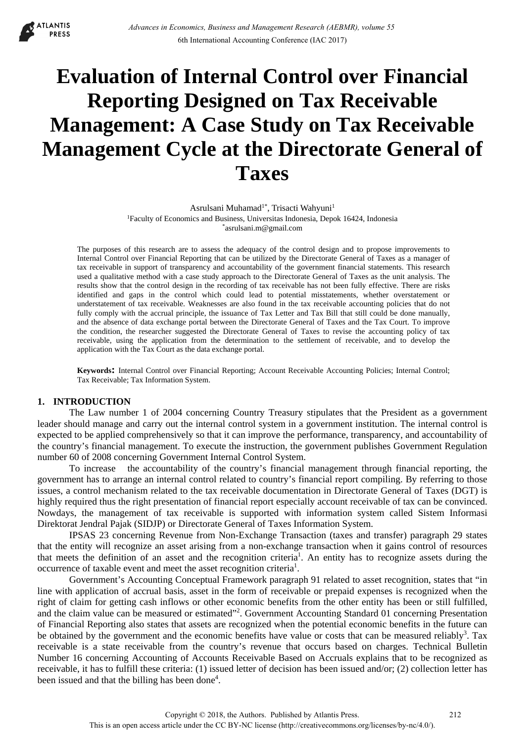# Evaluation of Internal Control over Financial Reporting Designed on Tax Receivable Management: A Case Study on Tax Receivable Management Cycle at the Directorate General of Taxes

Asrulsani Muhamad[1*], Trisacti Wahyuni[1]

[1]Faculty of Economics and Business, Universitas Indonesia, Depok 16424, Indonesia

[*]asrulsani.m@gmail.com

The purposes of this research are to assess the adequacy of the control design and to propose improvements to Internal Control over Financial Reporting that can be utilized by the Directorate General of Taxes as a manager of tax receivable in support of transparency and accountability of the government financial statements. This research used a qualitative method with a case study approach to the Directorate General of Taxes as the unit analysis. The results show that the control design in the recording of tax receivable has not been fully effective. There are risks identified and gaps in the control which could lead to potential misstatements, whether overstatement or understatement of tax receivable. Weaknesses are also found in the tax receivable accounting policies that do not fully comply with the accrual principle, the issuance of Tax Letter and Tax Bill that still could be done manually, and the absence of data exchange portal between the Directorate General of Taxes and the Tax Court. To improve the condition, the researcher suggested the Directorate General of Taxes to revise the accounting policy of tax receivable, using the application from the determination to the settlement of receivable, and to develop the application with the Tax Court as the data exchange portal.

**Keywords:** Internal Control over Financial Reporting; Account Receivable Accounting Policies; Internal Control; Tax Receivable; Tax Information System.

## 1. INTRODUCTION

The Law number 1 of 2004 concerning Country Treasury stipulates that the President as a government leader should manage and carry out the internal control system in a government institution. The internal control is expected to be applied comprehensively so that it can improve the performance, transparency, and accountability of the country's financial management. To execute the instruction, the government publishes Government Regulation number 60 of 2008 concerning Government Internal Control System.

To increase the accountability of the country's financial management through financial reporting, the government has to arrange an internal control related to country's financial report compiling. By referring to those issues, a control mechanism related to the tax receivable documentation in Directorate General of Taxes (DGT) is highly required thus the right presentation of financial report especially account receivable of tax can be convinced. Nowdays, the management of tax receivable is supported with information system called Sistem Informasi Direktorat Jendral Pajak (SIDJP) or Directorate General of Taxes Information System.

IPSAS 23 concerning Revenue from Non-Exchange Transaction (taxes and transfer) paragraph 29 states that the entity will recognize an asset arising from a non-exchange transaction when it gains control of resources that meets the definition of an asset and the recognition criteria[1]. An entity has to recognize assets during the occurrence of taxable event and meet the asset recognition criteria[1].

Government's Accounting Conceptual Framework paragraph 91 related to asset recognition, states that "in line with application of accrual basis, asset in the form of receivable or prepaid expenses is recognized when the right of claim for getting cash inflows or other economic benefits from the other entity has been or still fulfilled, and the claim value can be measured or estimated"[2]. Government Accounting Standard 01 concerning Presentation of Financial Reporting also states that assets are recognized when the potential economic benefits in the future can be obtained by the government and the economic benefits have value or costs that can be measured reliably[3]. Tax receivable is a state receivable from the country's revenue that occurs based on charges. Technical Bulletin Number 16 concerning Accounting of Accounts Receivable Based on Accruals explains that to be recognized as receivable, it has to fulfill these criteria: (1) issued letter of decision has been issued and/or; (2) collection letter has been issued and that the billing has been done[4].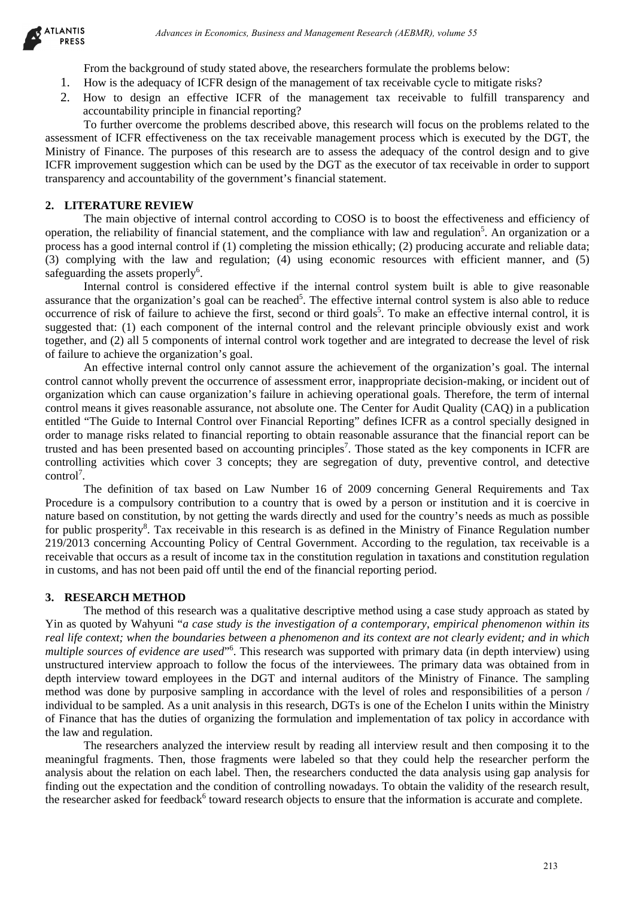From the background of study stated above, the researchers formulate the problems below:

1. How is the adequacy of ICFR design of the management of tax receivable cycle to mitigate risks?
2. How to design an effective ICFR of the management tax receivable to fulfill transparency and accountability principle in financial reporting?

To further overcome the problems described above, this research will focus on the problems related to the assessment of ICFR effectiveness on the tax receivable management process which is executed by the DGT, the Ministry of Finance. The purposes of this research are to assess the adequacy of the control design and to give ICFR improvement suggestion which can be used by the DGT as the executor of tax receivable in order to support transparency and accountability of the government's financial statement.

## 2. LITERATURE REVIEW

The main objective of internal control according to COSO is to boost the effectiveness and efficiency of operation, the reliability of financial statement, and the compliance with law and regulation[5]. An organization or a process has a good internal control if (1) completing the mission ethically; (2) producing accurate and reliable data; (3) complying with the law and regulation; (4) using economic resources with efficient manner, and (5) safeguarding the assets properly[6].

Internal control is considered effective if the internal control system built is able to give reasonable assurance that the organization's goal can be reached[5]. The effective internal control system is also able to reduce occurrence of risk of failure to achieve the first, second or third goals[5]. To make an effective internal control, it is suggested that: (1) each component of the internal control and the relevant principle obviously exist and work together, and (2) all 5 components of internal control work together and are integrated to decrease the level of risk of failure to achieve the organization's goal.

An effective internal control only cannot assure the achievement of the organization's goal. The internal control cannot wholly prevent the occurrence of assessment error, inappropriate decision-making, or incident out of organization which can cause organization's failure in achieving operational goals. Therefore, the term of internal control means it gives reasonable assurance, not absolute one. The Center for Audit Quality (CAQ) in a publication entitled "The Guide to Internal Control over Financial Reporting" defines ICFR as a control specially designed in order to manage risks related to financial reporting to obtain reasonable assurance that the financial report can be trusted and has been presented based on accounting principles[7]. Those stated as the key components in ICFR are controlling activities which cover 3 concepts; they are segregation of duty, preventive control, and detective control[7].

The definition of tax based on Law Number 16 of 2009 concerning General Requirements and Tax Procedure is a compulsory contribution to a country that is owed by a person or institution and it is coercive in nature based on constitution, by not getting the wards directly and used for the country's needs as much as possible for public prosperity[8]. Tax receivable in this research is as defined in the Ministry of Finance Regulation number 219/2013 concerning Accounting Policy of Central Government. According to the regulation, tax receivable is a receivable that occurs as a result of income tax in the constitution regulation in taxations and constitution regulation in customs, and has not been paid off until the end of the financial reporting period.

## 3. RESEARCH METHOD

The method of this research was a qualitative descriptive method using a case study approach as stated by Yin as quoted by Wahyuni "*a case study is the investigation of a contemporary, empirical phenomenon within its real life context; when the boundaries between a phenomenon and its context are not clearly evident; and in which multiple sources of evidence are used*"[6]. This research was supported with primary data (in depth interview) using unstructured interview approach to follow the focus of the interviewees. The primary data was obtained from in depth interview toward employees in the DGT and internal auditors of the Ministry of Finance. The sampling method was done by purposive sampling in accordance with the level of roles and responsibilities of a person / individual to be sampled. As a unit analysis in this research, DGTs is one of the Echelon I units within the Ministry of Finance that has the duties of organizing the formulation and implementation of tax policy in accordance with the law and regulation.

The researchers analyzed the interview result by reading all interview result and then composing it to the meaningful fragments. Then, those fragments were labeled so that they could help the researcher perform the analysis about the relation on each label. Then, the researchers conducted the data analysis using gap analysis for finding out the expectation and the condition of controlling nowadays. To obtain the validity of the research result, the researcher asked for feedback[6] toward research objects to ensure that the information is accurate and complete.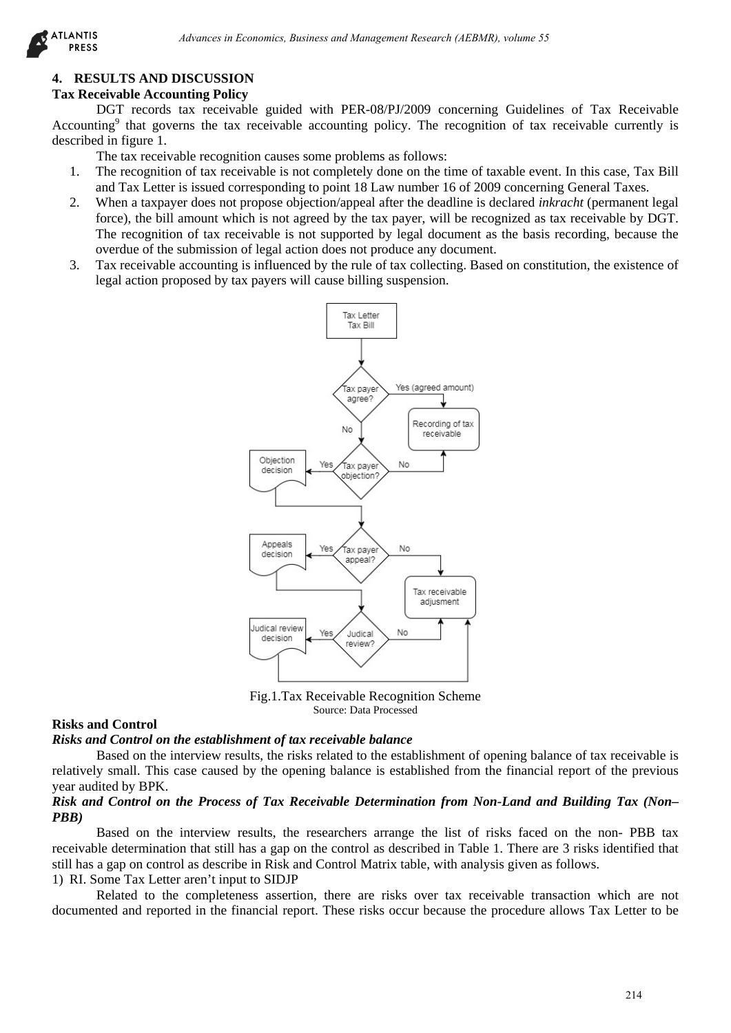## 4. RESULTS AND DISCUSSION

### Tax Receivable Accounting Policy

DGT records tax receivable guided with PER-08/PJ/2009 concerning Guidelines of Tax Receivable Accounting[9] that governs the tax receivable accounting policy. The recognition of tax receivable currently is described in figure 1.

The tax receivable recognition causes some problems as follows:

1. The recognition of tax receivable is not completely done on the time of taxable event. In this case, Tax Bill and Tax Letter is issued corresponding to point 18 Law number 16 of 2009 concerning General Taxes.
2. When a taxpayer does not propose objection/appeal after the deadline is declared *inkracht* (permanent legal force), the bill amount which is not agreed by the tax payer, will be recognized as tax receivable by DGT. The recognition of tax receivable is not supported by legal document as the basis recording, because the overdue of the submission of legal action does not produce any document.
3. Tax receivable accounting is influenced by the rule of tax collecting. Based on constitution, the existence of legal action proposed by tax payers will cause billing suspension.

Fig.1.Tax Receivable Recognition Scheme
Source: Data Processed

### Risks and Control

#### *Risks and Control on the establishment of tax receivable balance*

Based on the interview results, the risks related to the establishment of opening balance of tax receivable is relatively small. This case caused by the opening balance is established from the financial report of the previous year audited by BPK.

#### *Risk and Control on the Process of Tax Receivable Determination from Non-Land and Building Tax (Non–PBB)*

Based on the interview results, the researchers arrange the list of risks faced on the non- PBB tax receivable determination that still has a gap on the control as described in Table 1. There are 3 risks identified that still has a gap on control as describe in Risk and Control Matrix table, with analysis given as follows.

1) RI. Some Tax Letter aren't input to SIDJP

Related to the completeness assertion, there are risks over tax receivable transaction which are not documented and reported in the financial report. These risks occur because the procedure allows Tax Letter to be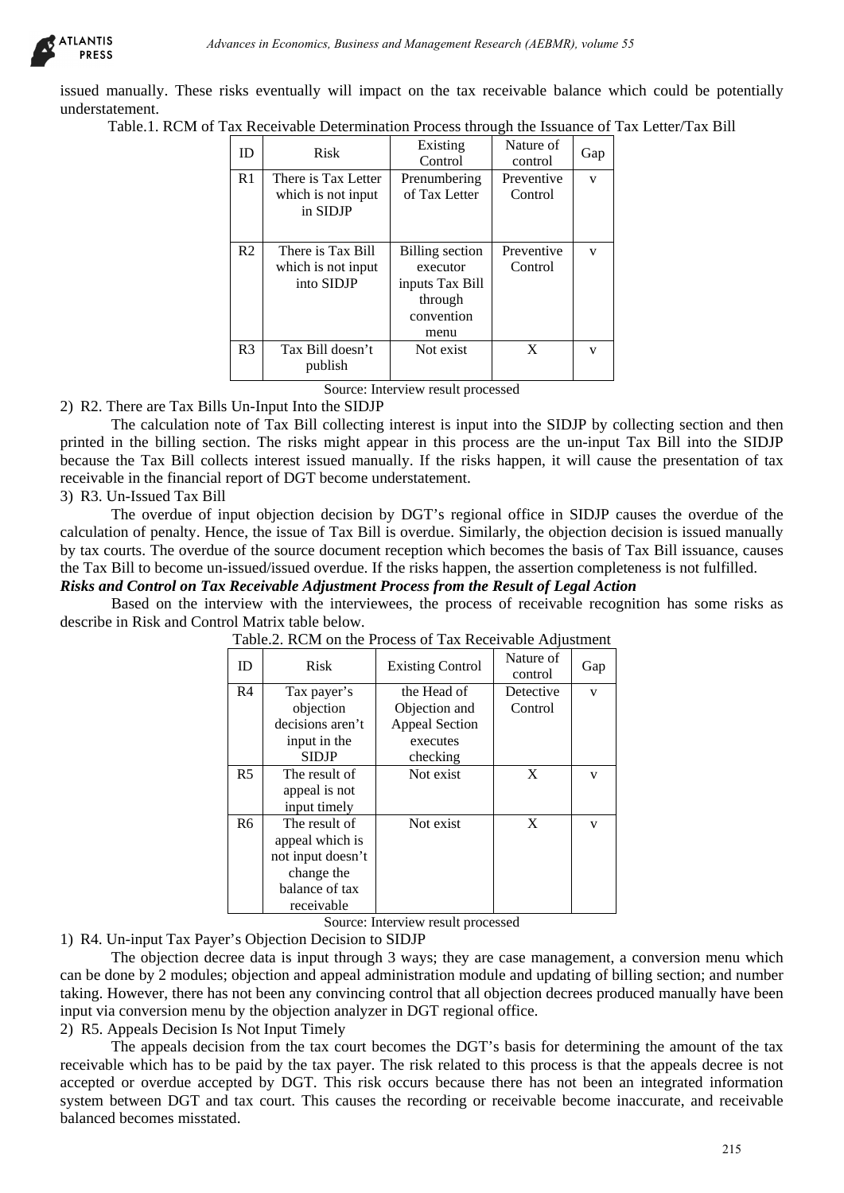issued manually. These risks eventually will impact on the tax receivable balance which could be potentially understatement.

Table.1. RCM of Tax Receivable Determination Process through the Issuance of Tax Letter/Tax Bill

| ID | Risk | Existing Control | Nature of control | Gap |
|---|---|---|---|---|
| R1 | There is Tax Letter which is not input in SIDJP | Prenumbering of Tax Letter | Preventive Control | v |
| R2 | There is Tax Bill which is not input into SIDJP | Billing section executor inputs Tax Bill through convention menu | Preventive Control | v |
| R3 | Tax Bill doesn't publish | Not exist | X | v |

Source: Interview result processed

2) R2. There are Tax Bills Un-Input Into the SIDJP

The calculation note of Tax Bill collecting interest is input into the SIDJP by collecting section and then printed in the billing section. The risks might appear in this process are the un-input Tax Bill into the SIDJP because the Tax Bill collects interest issued manually. If the risks happen, it will cause the presentation of tax receivable in the financial report of DGT become understatement.

3) R3. Un-Issued Tax Bill

The overdue of input objection decision by DGT's regional office in SIDJP causes the overdue of the calculation of penalty. Hence, the issue of Tax Bill is overdue. Similarly, the objection decision is issued manually by tax courts. The overdue of the source document reception which becomes the basis of Tax Bill issuance, causes the Tax Bill to become un-issued/issued overdue. If the risks happen, the assertion completeness is not fulfilled.

***Risks and Control on Tax Receivable Adjustment Process from the Result of Legal Action***

Based on the interview with the interviewees, the process of receivable recognition has some risks as describe in Risk and Control Matrix table below.

Table.2. RCM on the Process of Tax Receivable Adjustment

| ID | Risk | Existing Control | Nature of control | Gap |
|---|---|---|---|---|
| R4 | Tax payer's objection decisions aren't input in the SIDJP | the Head of Objection and Appeal Section executes checking | Detective Control | v |
| R5 | The result of appeal is not input timely | Not exist | X | v |
| R6 | The result of appeal which is not input doesn't change the balance of tax receivable | Not exist | X | v |

Source: Interview result processed

1) R4. Un-input Tax Payer's Objection Decision to SIDJP

The objection decree data is input through 3 ways; they are case management, a conversion menu which can be done by 2 modules; objection and appeal administration module and updating of billing section; and number taking. However, there has not been any convincing control that all objection decrees produced manually have been input via conversion menu by the objection analyzer in DGT regional office.

2) R5. Appeals Decision Is Not Input Timely

The appeals decision from the tax court becomes the DGT's basis for determining the amount of the tax receivable which has to be paid by the tax payer. The risk related to this process is that the appeals decree is not accepted or overdue accepted by DGT. This risk occurs because there has not been an integrated information system between DGT and tax court. This causes the recording or receivable become inaccurate, and receivable balanced becomes misstated.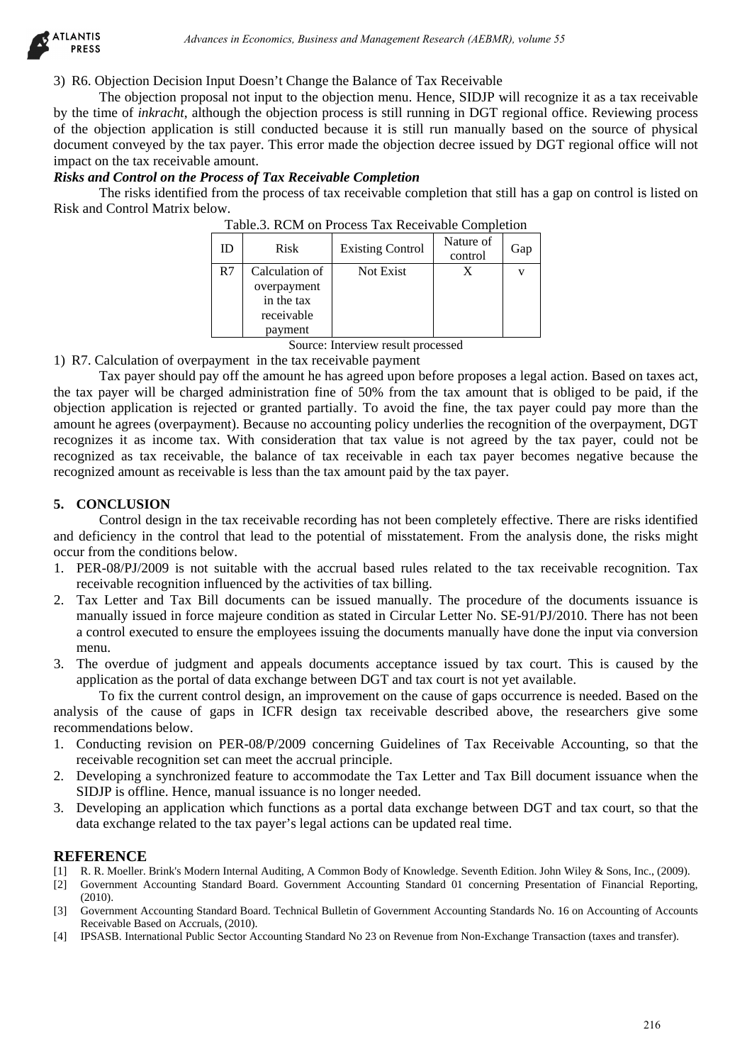3) R6. Objection Decision Input Doesn't Change the Balance of Tax Receivable

The objection proposal not input to the objection menu. Hence, SIDJP will recognize it as a tax receivable by the time of *inkracht*, although the objection process is still running in DGT regional office. Reviewing process of the objection application is still conducted because it is still run manually based on the source of physical document conveyed by the tax payer. This error made the objection decree issued by DGT regional office will not impact on the tax receivable amount.

***Risks and Control on the Process of Tax Receivable Completion***

The risks identified from the process of tax receivable completion that still has a gap on control is listed on Risk and Control Matrix below.

Table.3. RCM on Process Tax Receivable Completion

| ID | Risk | Existing Control | Nature of control | Gap |
|---|---|---|---|---|
| R7 | Calculation of overpayment in the tax receivable payment | Not Exist | X | v |

Source: Interview result processed

1) R7. Calculation of overpayment in the tax receivable payment

Tax payer should pay off the amount he has agreed upon before proposes a legal action. Based on taxes act, the tax payer will be charged administration fine of 50% from the tax amount that is obliged to be paid, if the objection application is rejected or granted partially. To avoid the fine, the tax payer could pay more than the amount he agrees (overpayment). Because no accounting policy underlies the recognition of the overpayment, DGT recognizes it as income tax. With consideration that tax value is not agreed by the tax payer, could not be recognized as tax receivable, the balance of tax receivable in each tax payer becomes negative because the recognized amount as receivable is less than the tax amount paid by the tax payer.

## 5. CONCLUSION

Control design in the tax receivable recording has not been completely effective. There are risks identified and deficiency in the control that lead to the potential of misstatement. From the analysis done, the risks might occur from the conditions below.

1. PER-08/PJ/2009 is not suitable with the accrual based rules related to the tax receivable recognition. Tax receivable recognition influenced by the activities of tax billing.
2. Tax Letter and Tax Bill documents can be issued manually. The procedure of the documents issuance is manually issued in force majeure condition as stated in Circular Letter No. SE-91/PJ/2010. There has not been a control executed to ensure the employees issuing the documents manually have done the input via conversion menu.
3. The overdue of judgment and appeals documents acceptance issued by tax court. This is caused by the application as the portal of data exchange between DGT and tax court is not yet available.

To fix the current control design, an improvement on the cause of gaps occurrence is needed. Based on the analysis of the cause of gaps in ICFR design tax receivable described above, the researchers give some recommendations below.

1. Conducting revision on PER-08/P/2009 concerning Guidelines of Tax Receivable Accounting, so that the receivable recognition set can meet the accrual principle.
2. Developing a synchronized feature to accommodate the Tax Letter and Tax Bill document issuance when the SIDJP is offline. Hence, manual issuance is no longer needed.
3. Developing an application which functions as a portal data exchange between DGT and tax court, so that the data exchange related to the tax payer's legal actions can be updated real time.

## REFERENCE

[1] R. R. Moeller. Brink's Modern Internal Auditing, A Common Body of Knowledge. Seventh Edition. John Wiley & Sons, Inc., (2009).

[2] Government Accounting Standard Board. Government Accounting Standard 01 concerning Presentation of Financial Reporting, (2010).

[3] Government Accounting Standard Board. Technical Bulletin of Government Accounting Standards No. 16 on Accounting of Accounts Receivable Based on Accruals, (2010).

[4] IPSASB. International Public Sector Accounting Standard No 23 on Revenue from Non-Exchange Transaction (taxes and transfer).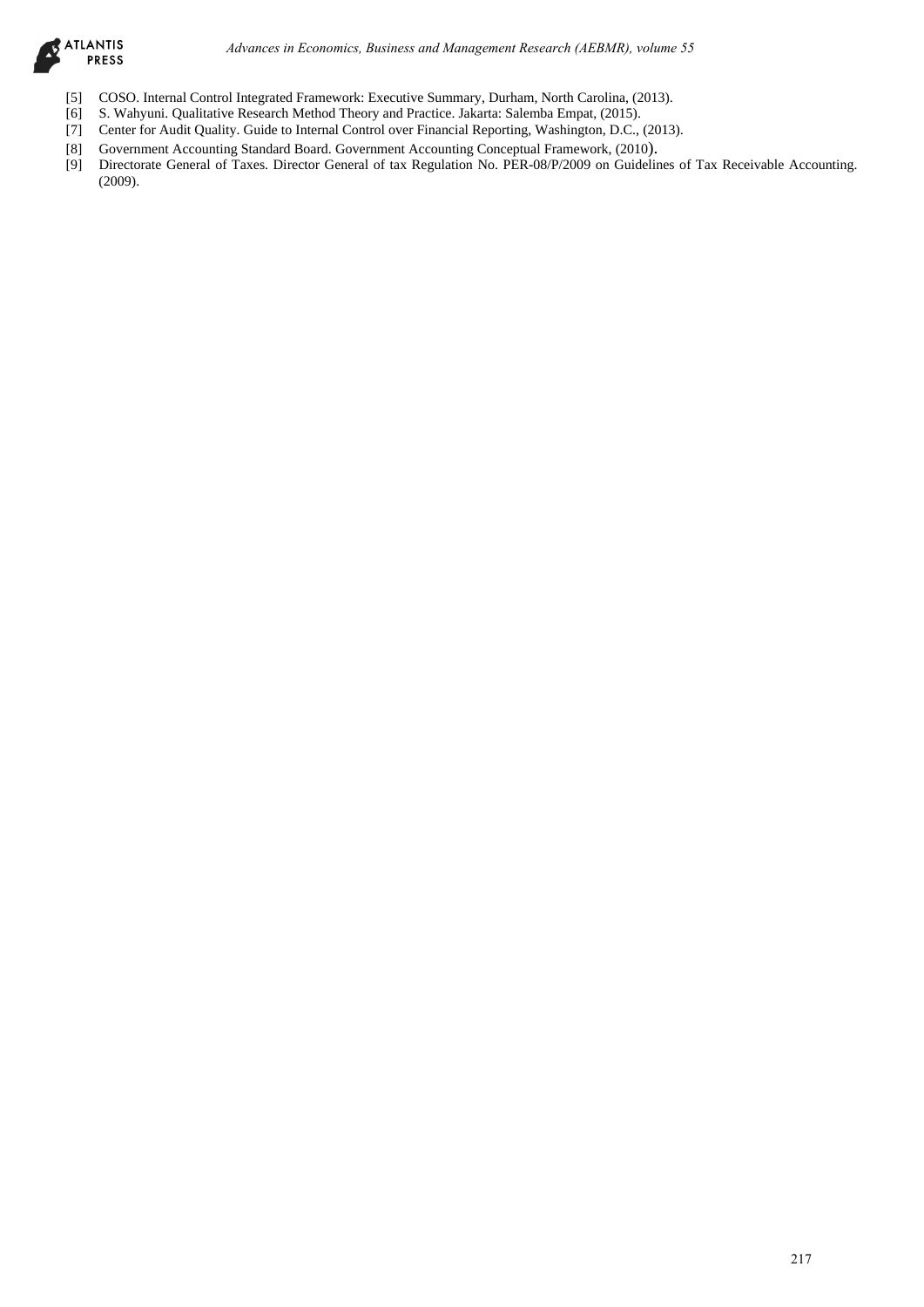[5] COSO. Internal Control Integrated Framework: Executive Summary, Durham, North Carolina, (2013).

[6] S. Wahyuni. Qualitative Research Method Theory and Practice. Jakarta: Salemba Empat, (2015).

[7] Center for Audit Quality. Guide to Internal Control over Financial Reporting, Washington, D.C., (2013).

[8] Government Accounting Standard Board. Government Accounting Conceptual Framework, (2010).

[9] Directorate General of Taxes. Director General of tax Regulation No. PER-08/P/2009 on Guidelines of Tax Receivable Accounting. (2009).